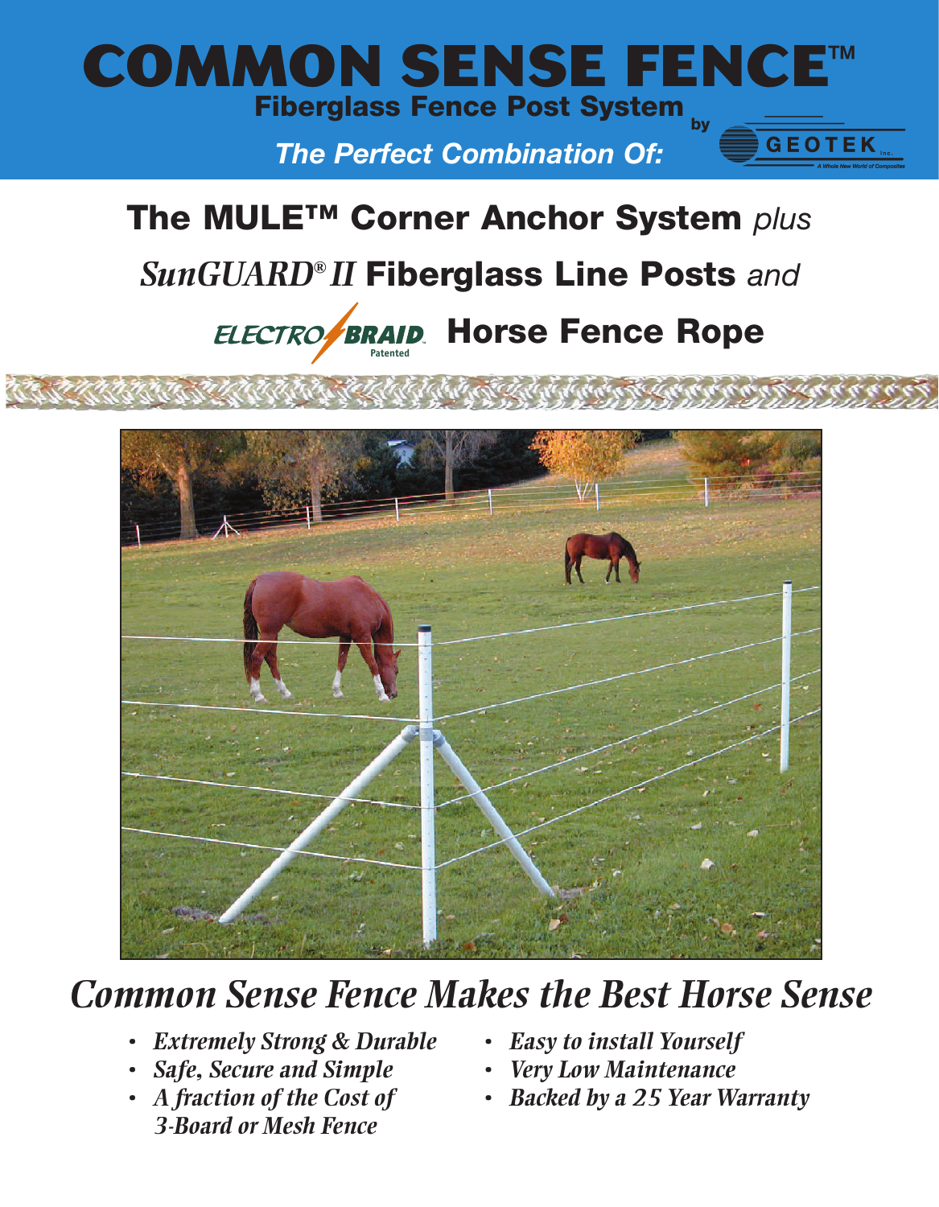# COMMON SENSE FENCE™

## Fiberglass Fence Post System

by GEOTEK Inc. — A Whole New World of Composites

***The Perfect Combination Of:***

## The MULE™ Corner Anchor System *plus*

## *SunGUARD® II* Fiberglass Line Posts *and*

## ELECTROBRAID® Patented Horse Fence Rope

# *Common Sense Fence Makes the Best Horse Sense*

- *Extremely Strong & Durable*
- *Safe, Secure and Simple*
- *A fraction of the Cost of 3-Board or Mesh Fence*
- *Easy to install Yourself*
- *Very Low Maintenance*
- *Backed by a 25 Year Warranty*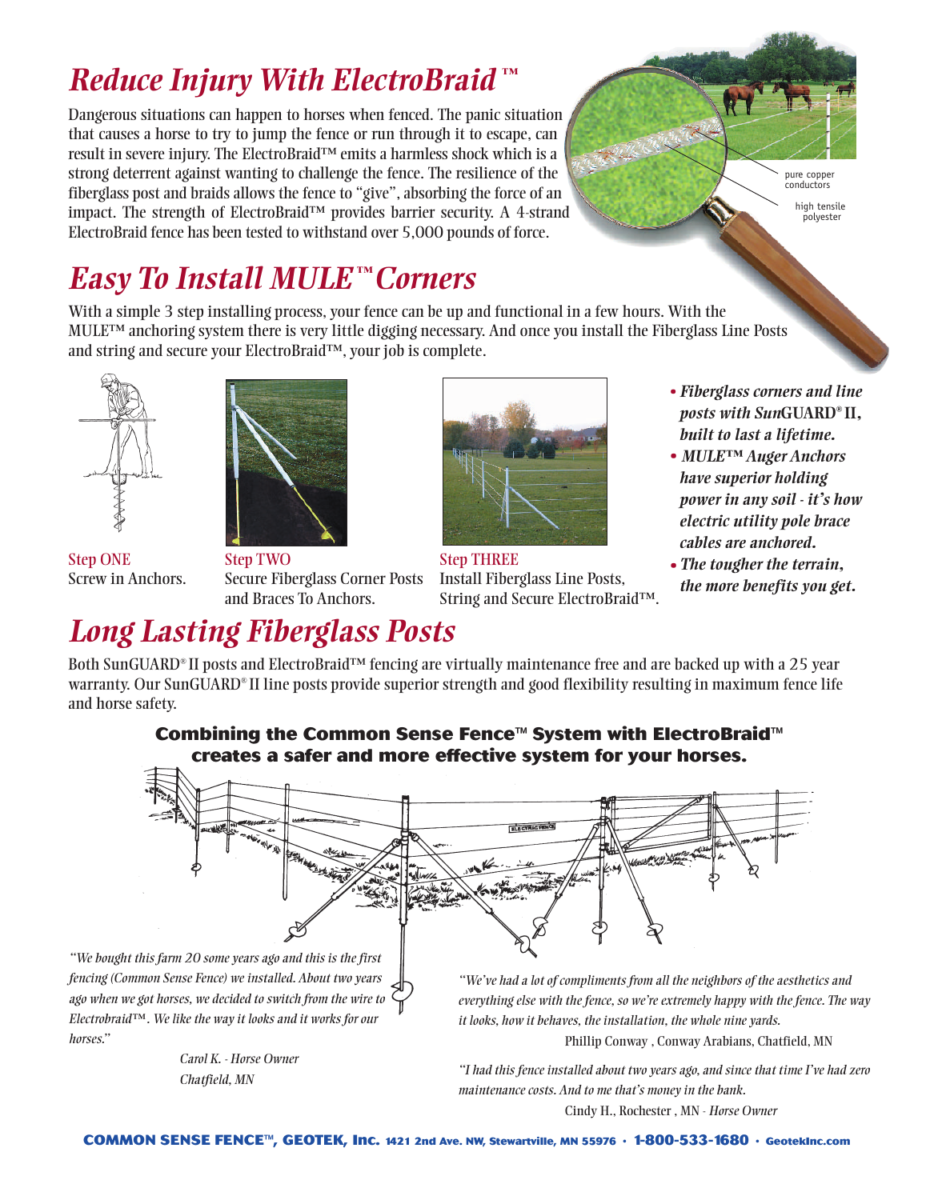# *Reduce Injury With ElectroBraid™*

Dangerous situations can happen to horses when fenced. The panic situation that causes a horse to try to jump the fence or run through it to escape, can result in severe injury. The ElectroBraid™ emits a harmless shock which is a strong deterrent against wanting to challenge the fence. The resilience of the fiberglass post and braids allows the fence to "give", absorbing the force of an impact. The strength of ElectroBraid™ provides barrier security. A 4-strand ElectroBraid fence has been tested to withstand over 5,000 pounds of force.

pure copper conductors

high tensile polyester

# *Easy To Install MULE™ Corners*

With a simple 3 step installing process, your fence can be up and functional in a few hours. With the MULE™ anchoring system there is very little digging necessary. And once you install the Fiberglass Line Posts and string and secure your ElectroBraid™, your job is complete.

Step ONE
Screw in Anchors.

Step TWO
Secure Fiberglass Corner Posts and Braces To Anchors.

Step THREE
Install Fiberglass Line Posts, String and Secure ElectroBraid™.

- ***Fiberglass corners and line posts with SunGUARD® II, built to last a lifetime.***
- ***MULE™ Auger Anchors have superior holding power in any soil - it's how electric utility pole brace cables are anchored.***
- ***The tougher the terrain, the more benefits you get.***

# *Long Lasting Fiberglass Posts*

Both SunGUARD® II posts and ElectroBraid™ fencing are virtually maintenance free and are backed up with a 25 year warranty. Our SunGUARD® II line posts provide superior strength and good flexibility resulting in maximum fence life and horse safety.

**Combining the Common Sense Fence™ System with ElectroBraid™ creates a safer and more effective system for your horses.**

*"We bought this farm 20 some years ago and this is the first fencing (Common Sense Fence) we installed. About two years ago when we got horses, we decided to switch from the wire to Electrobraid™. We like the way it looks and it works for our horses."*

*Carol K. - Horse Owner*
*Chatfield, MN*

*"We've had a lot of compliments from all the neighbors of the aesthetics and everything else with the fence, so we're extremely happy with the fence. The way it looks, how it behaves, the installation, the whole nine yards.*

Phillip Conway , Conway Arabians, Chatfield, MN

*"I had this fence installed about two years ago, and since that time I've had zero maintenance costs. And to me that's money in the bank.*

Cindy H., Rochester , MN - *Horse Owner*

**COMMON SENSE FENCE™, GEOTEK, Inc.** 1421 2nd Ave. NW, Stewartville, MN 55976 • **1-800-533-1680** • GeotekInc.com